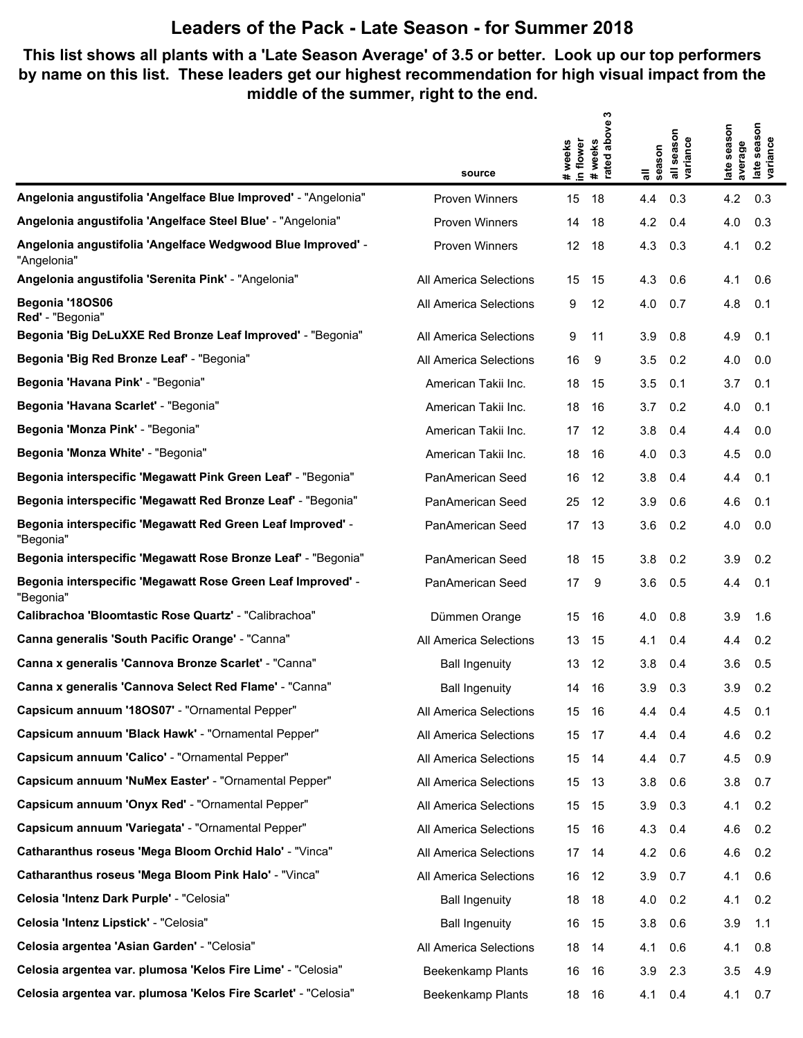# Leaders of the Pack - Late Season - for Summer 2018

**This list shows all plants with a 'Late Season Average' of 3.5 or better. Look up our top performers by name on this list. These leaders get our highest recommendation for high visual impact from the middle of the summer, right to the end.**

| | source | # weeks in flower | # weeks rated above 3 | all season | all season variance | late season average | late season variance |
|---|---|---|---|---|---|---|---|
| **Angelonia angustifolia 'Angelface Blue Improved'** - "Angelonia" | Proven Winners | 15 | 18 | 4.4 | 0.3 | 4.2 | 0.3 |
| **Angelonia angustifolia 'Angelface Steel Blue'** - "Angelonia" | Proven Winners | 14 | 18 | 4.2 | 0.4 | 4.0 | 0.3 |
| **Angelonia angustifolia 'Angelface Wedgwood Blue Improved'** - "Angelonia" | Proven Winners | 12 | 18 | 4.3 | 0.3 | 4.1 | 0.2 |
| **Angelonia angustifolia 'Serenita Pink'** - "Angelonia" | All America Selections | 15 | 15 | 4.3 | 0.6 | 4.1 | 0.6 |
| **Begonia '18OS06 Red'** - "Begonia" | All America Selections | 9 | 12 | 4.0 | 0.7 | 4.8 | 0.1 |
| **Begonia 'Big DeLuXXE Red Bronze Leaf Improved'** - "Begonia" | All America Selections | 9 | 11 | 3.9 | 0.8 | 4.9 | 0.1 |
| **Begonia 'Big Red Bronze Leaf'** - "Begonia" | All America Selections | 16 | 9 | 3.5 | 0.2 | 4.0 | 0.0 |
| **Begonia 'Havana Pink'** - "Begonia" | American Takii Inc. | 18 | 15 | 3.5 | 0.1 | 3.7 | 0.1 |
| **Begonia 'Havana Scarlet'** - "Begonia" | American Takii Inc. | 18 | 16 | 3.7 | 0.2 | 4.0 | 0.1 |
| **Begonia 'Monza Pink'** - "Begonia" | American Takii Inc. | 17 | 12 | 3.8 | 0.4 | 4.4 | 0.0 |
| **Begonia 'Monza White'** - "Begonia" | American Takii Inc. | 18 | 16 | 4.0 | 0.3 | 4.5 | 0.0 |
| **Begonia interspecific 'Megawatt Pink Green Leaf'** - "Begonia" | PanAmerican Seed | 16 | 12 | 3.8 | 0.4 | 4.4 | 0.1 |
| **Begonia interspecific 'Megawatt Red Bronze Leaf'** - "Begonia" | PanAmerican Seed | 25 | 12 | 3.9 | 0.6 | 4.6 | 0.1 |
| **Begonia interspecific 'Megawatt Red Green Leaf Improved'** - "Begonia" | PanAmerican Seed | 17 | 13 | 3.6 | 0.2 | 4.0 | 0.0 |
| **Begonia interspecific 'Megawatt Rose Bronze Leaf'** - "Begonia" | PanAmerican Seed | 18 | 15 | 3.8 | 0.2 | 3.9 | 0.2 |
| **Begonia interspecific 'Megawatt Rose Green Leaf Improved'** - "Begonia" | PanAmerican Seed | 17 | 9 | 3.6 | 0.5 | 4.4 | 0.1 |
| **Calibrachoa 'Bloomtastic Rose Quartz'** - "Calibrachoa" | Dümmen Orange | 15 | 16 | 4.0 | 0.8 | 3.9 | 1.6 |
| **Canna generalis 'South Pacific Orange'** - "Canna" | All America Selections | 13 | 15 | 4.1 | 0.4 | 4.4 | 0.2 |
| **Canna x generalis 'Cannova Bronze Scarlet'** - "Canna" | Ball Ingenuity | 13 | 12 | 3.8 | 0.4 | 3.6 | 0.5 |
| **Canna x generalis 'Cannova Select Red Flame'** - "Canna" | Ball Ingenuity | 14 | 16 | 3.9 | 0.3 | 3.9 | 0.2 |
| **Capsicum annuum '18OS07'** - "Ornamental Pepper" | All America Selections | 15 | 16 | 4.4 | 0.4 | 4.5 | 0.1 |
| **Capsicum annuum 'Black Hawk'** - "Ornamental Pepper" | All America Selections | 15 | 17 | 4.4 | 0.4 | 4.6 | 0.2 |
| **Capsicum annuum 'Calico'** - "Ornamental Pepper" | All America Selections | 15 | 14 | 4.4 | 0.7 | 4.5 | 0.9 |
| **Capsicum annuum 'NuMex Easter'** - "Ornamental Pepper" | All America Selections | 15 | 13 | 3.8 | 0.6 | 3.8 | 0.7 |
| **Capsicum annuum 'Onyx Red'** - "Ornamental Pepper" | All America Selections | 15 | 15 | 3.9 | 0.3 | 4.1 | 0.2 |
| **Capsicum annuum 'Variegata'** - "Ornamental Pepper" | All America Selections | 15 | 16 | 4.3 | 0.4 | 4.6 | 0.2 |
| **Catharanthus roseus 'Mega Bloom Orchid Halo'** - "Vinca" | All America Selections | 17 | 14 | 4.2 | 0.6 | 4.6 | 0.2 |
| **Catharanthus roseus 'Mega Bloom Pink Halo'** - "Vinca" | All America Selections | 16 | 12 | 3.9 | 0.7 | 4.1 | 0.6 |
| **Celosia 'Intenz Dark Purple'** - "Celosia" | Ball Ingenuity | 18 | 18 | 4.0 | 0.2 | 4.1 | 0.2 |
| **Celosia 'Intenz Lipstick'** - "Celosia" | Ball Ingenuity | 16 | 15 | 3.8 | 0.6 | 3.9 | 1.1 |
| **Celosia argentea 'Asian Garden'** - "Celosia" | All America Selections | 18 | 14 | 4.1 | 0.6 | 4.1 | 0.8 |
| **Celosia argentea var. plumosa 'Kelos Fire Lime'** - "Celosia" | Beekenkamp Plants | 16 | 16 | 3.9 | 2.3 | 3.5 | 4.9 |
| **Celosia argentea var. plumosa 'Kelos Fire Scarlet'** - "Celosia" | Beekenkamp Plants | 18 | 16 | 4.1 | 0.4 | 4.1 | 0.7 |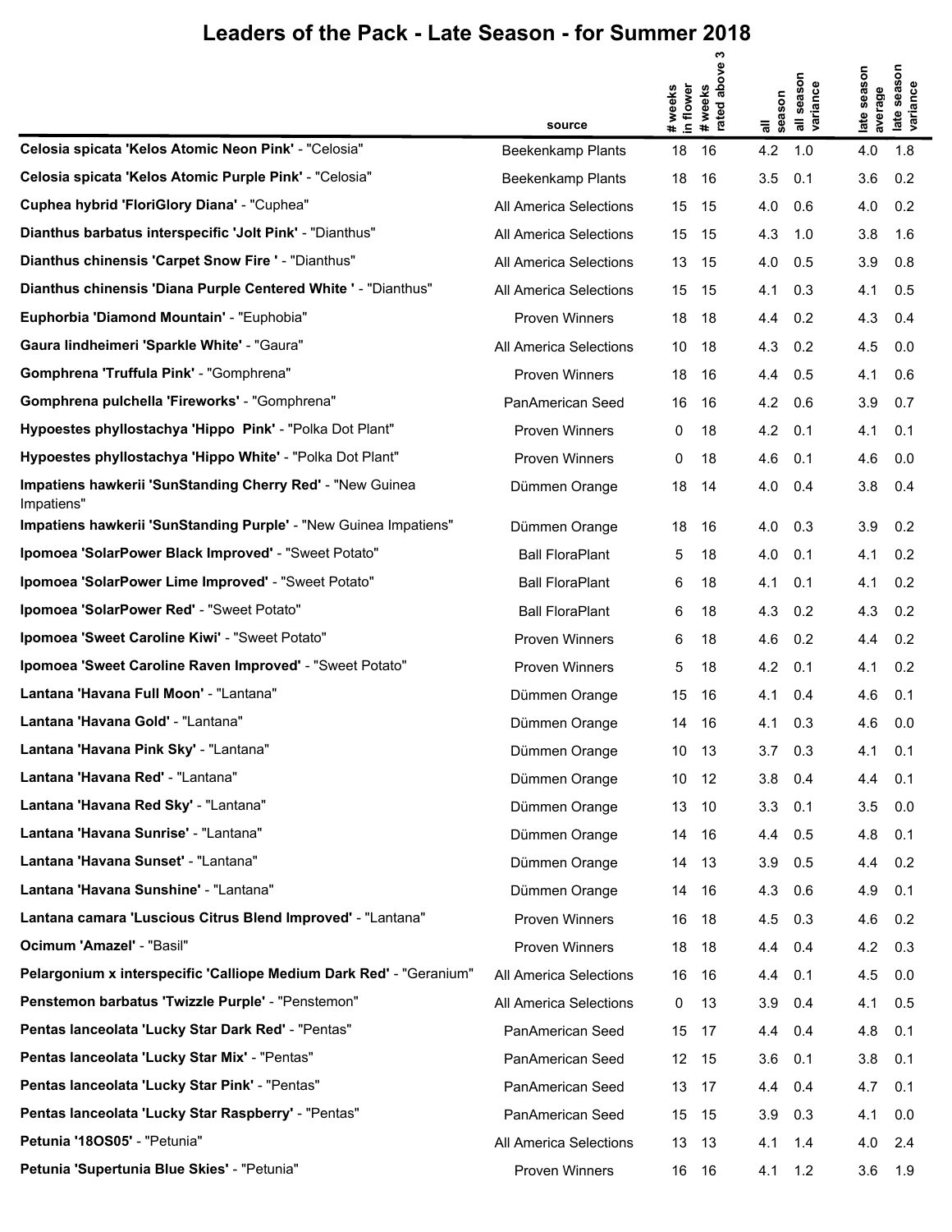# Leaders of the Pack - Late Season - for Summer 2018

| | source | # weeks in flower | # weeks rated above 3 | all season | all season variance | late season average | late season variance |
|---|---|---|---|---|---|---|---|
| **Celosia spicata 'Kelos Atomic Neon Pink'** - "Celosia" | Beekenkamp Plants | 18 | 16 | 4.2 | 1.0 | 4.0 | 1.8 |
| **Celosia spicata 'Kelos Atomic Purple Pink'** - "Celosia" | Beekenkamp Plants | 18 | 16 | 3.5 | 0.1 | 3.6 | 0.2 |
| **Cuphea hybrid 'FloriGlory Diana'** - "Cuphea" | All America Selections | 15 | 15 | 4.0 | 0.6 | 4.0 | 0.2 |
| **Dianthus barbatus interspecific 'Jolt Pink'** - "Dianthus" | All America Selections | 15 | 15 | 4.3 | 1.0 | 3.8 | 1.6 |
| **Dianthus chinensis 'Carpet Snow Fire '** - "Dianthus" | All America Selections | 13 | 15 | 4.0 | 0.5 | 3.9 | 0.8 |
| **Dianthus chinensis 'Diana Purple Centered White '** - "Dianthus" | All America Selections | 15 | 15 | 4.1 | 0.3 | 4.1 | 0.5 |
| **Euphorbia 'Diamond Mountain'** - "Euphobia" | Proven Winners | 18 | 18 | 4.4 | 0.2 | 4.3 | 0.4 |
| **Gaura lindheimeri 'Sparkle White'** - "Gaura" | All America Selections | 10 | 18 | 4.3 | 0.2 | 4.5 | 0.0 |
| **Gomphrena 'Truffula Pink'** - "Gomphrena" | Proven Winners | 18 | 16 | 4.4 | 0.5 | 4.1 | 0.6 |
| **Gomphrena pulchella 'Fireworks'** - "Gomphrena" | PanAmerican Seed | 16 | 16 | 4.2 | 0.6 | 3.9 | 0.7 |
| **Hypoestes phyllostachya 'Hippo  Pink'** - "Polka Dot Plant" | Proven Winners | 0 | 18 | 4.2 | 0.1 | 4.1 | 0.1 |
| **Hypoestes phyllostachya 'Hippo White'** - "Polka Dot Plant" | Proven Winners | 0 | 18 | 4.6 | 0.1 | 4.6 | 0.0 |
| **Impatiens hawkerii 'SunStanding Cherry Red'** - "New Guinea Impatiens" | Dümmen Orange | 18 | 14 | 4.0 | 0.4 | 3.8 | 0.4 |
| **Impatiens hawkerii 'SunStanding Purple'** - "New Guinea Impatiens" | Dümmen Orange | 18 | 16 | 4.0 | 0.3 | 3.9 | 0.2 |
| **Ipomoea 'SolarPower Black Improved'** - "Sweet Potato" | Ball FloraPlant | 5 | 18 | 4.0 | 0.1 | 4.1 | 0.2 |
| **Ipomoea 'SolarPower Lime Improved'** - "Sweet Potato" | Ball FloraPlant | 6 | 18 | 4.1 | 0.1 | 4.1 | 0.2 |
| **Ipomoea 'SolarPower Red'** - "Sweet Potato" | Ball FloraPlant | 6 | 18 | 4.3 | 0.2 | 4.3 | 0.2 |
| **Ipomoea 'Sweet Caroline Kiwi'** - "Sweet Potato" | Proven Winners | 6 | 18 | 4.6 | 0.2 | 4.4 | 0.2 |
| **Ipomoea 'Sweet Caroline Raven Improved'** - "Sweet Potato" | Proven Winners | 5 | 18 | 4.2 | 0.1 | 4.1 | 0.2 |
| **Lantana 'Havana Full Moon'** - "Lantana" | Dümmen Orange | 15 | 16 | 4.1 | 0.4 | 4.6 | 0.1 |
| **Lantana 'Havana Gold'** - "Lantana" | Dümmen Orange | 14 | 16 | 4.1 | 0.3 | 4.6 | 0.0 |
| **Lantana 'Havana Pink Sky'** - "Lantana" | Dümmen Orange | 10 | 13 | 3.7 | 0.3 | 4.1 | 0.1 |
| **Lantana 'Havana Red'** - "Lantana" | Dümmen Orange | 10 | 12 | 3.8 | 0.4 | 4.4 | 0.1 |
| **Lantana 'Havana Red Sky'** - "Lantana" | Dümmen Orange | 13 | 10 | 3.3 | 0.1 | 3.5 | 0.0 |
| **Lantana 'Havana Sunrise'** - "Lantana" | Dümmen Orange | 14 | 16 | 4.4 | 0.5 | 4.8 | 0.1 |
| **Lantana 'Havana Sunset'** - "Lantana" | Dümmen Orange | 14 | 13 | 3.9 | 0.5 | 4.4 | 0.2 |
| **Lantana 'Havana Sunshine'** - "Lantana" | Dümmen Orange | 14 | 16 | 4.3 | 0.6 | 4.9 | 0.1 |
| **Lantana camara 'Luscious Citrus Blend Improved'** - "Lantana" | Proven Winners | 16 | 18 | 4.5 | 0.3 | 4.6 | 0.2 |
| **Ocimum 'Amazel'** - "Basil" | Proven Winners | 18 | 18 | 4.4 | 0.4 | 4.2 | 0.3 |
| **Pelargonium x interspecific 'Calliope Medium Dark Red'** - "Geranium" | All America Selections | 16 | 16 | 4.4 | 0.1 | 4.5 | 0.0 |
| **Penstemon barbatus 'Twizzle Purple'** - "Penstemon" | All America Selections | 0 | 13 | 3.9 | 0.4 | 4.1 | 0.5 |
| **Pentas lanceolata 'Lucky Star Dark Red'** - "Pentas" | PanAmerican Seed | 15 | 17 | 4.4 | 0.4 | 4.8 | 0.1 |
| **Pentas lanceolata 'Lucky Star Mix'** - "Pentas" | PanAmerican Seed | 12 | 15 | 3.6 | 0.1 | 3.8 | 0.1 |
| **Pentas lanceolata 'Lucky Star Pink'** - "Pentas" | PanAmerican Seed | 13 | 17 | 4.4 | 0.4 | 4.7 | 0.1 |
| **Pentas lanceolata 'Lucky Star Raspberry'** - "Pentas" | PanAmerican Seed | 15 | 15 | 3.9 | 0.3 | 4.1 | 0.0 |
| **Petunia '18OS05'** - "Petunia" | All America Selections | 13 | 13 | 4.1 | 1.4 | 4.0 | 2.4 |
| **Petunia 'Supertunia Blue Skies'** - "Petunia" | Proven Winners | 16 | 16 | 4.1 | 1.2 | 3.6 | 1.9 |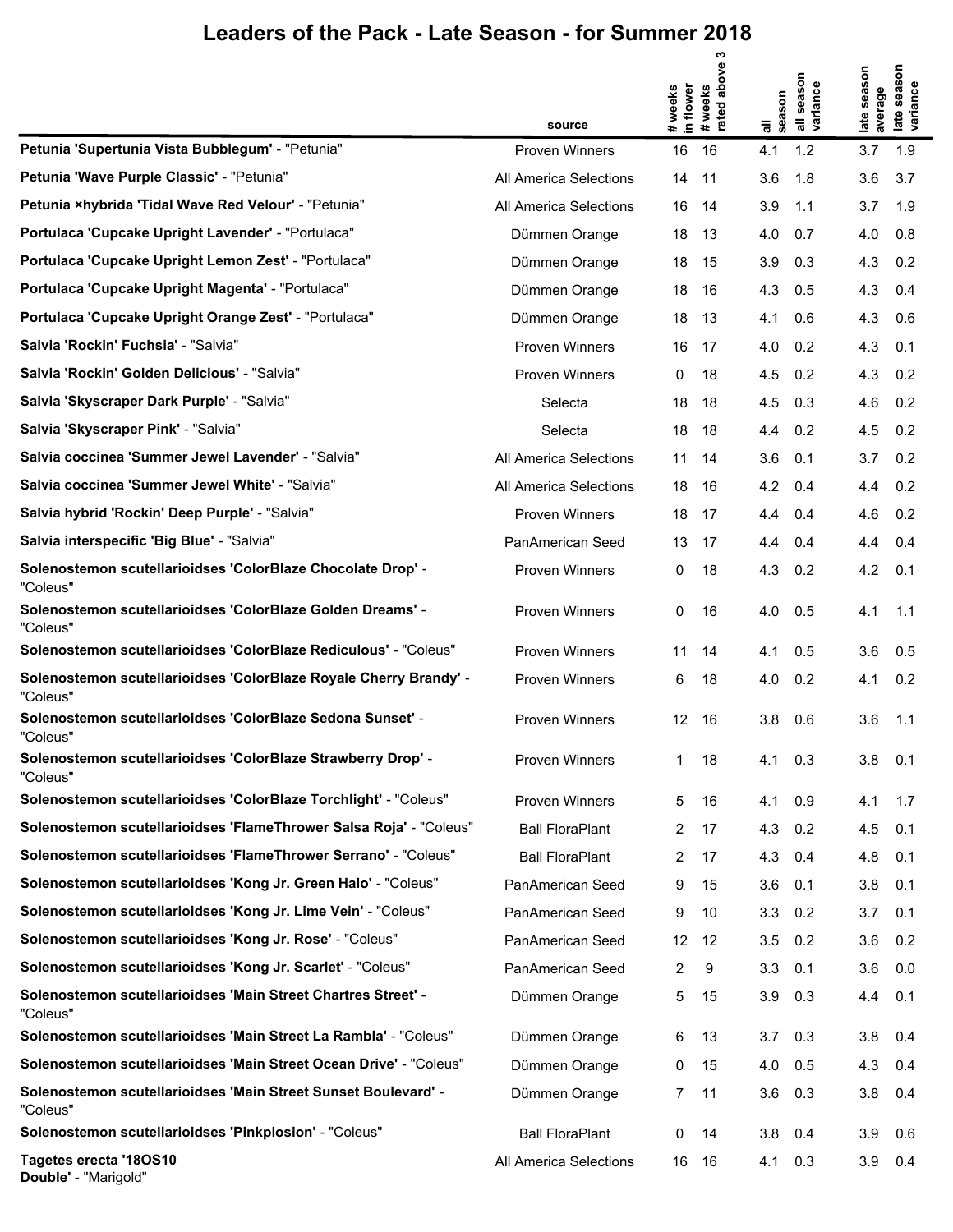# Leaders of the Pack - Late Season - for Summer 2018

| | source | # weeks in flower | # weeks rated above 3 | all season | all season variance | late season average | late season variance |
|---|---|---|---|---|---|---|---|
| **Petunia 'Supertunia Vista Bubblegum'** - "Petunia" | Proven Winners | 16 | 16 | 4.1 | 1.2 | 3.7 | 1.9 |
| **Petunia 'Wave Purple Classic'** - "Petunia" | All America Selections | 14 | 11 | 3.6 | 1.8 | 3.6 | 3.7 |
| **Petunia ×hybrida 'Tidal Wave Red Velour'** - "Petunia" | All America Selections | 16 | 14 | 3.9 | 1.1 | 3.7 | 1.9 |
| **Portulaca 'Cupcake Upright Lavender'** - "Portulaca" | Dümmen Orange | 18 | 13 | 4.0 | 0.7 | 4.0 | 0.8 |
| **Portulaca 'Cupcake Upright Lemon Zest'** - "Portulaca" | Dümmen Orange | 18 | 15 | 3.9 | 0.3 | 4.3 | 0.2 |
| **Portulaca 'Cupcake Upright Magenta'** - "Portulaca" | Dümmen Orange | 18 | 16 | 4.3 | 0.5 | 4.3 | 0.4 |
| **Portulaca 'Cupcake Upright Orange Zest'** - "Portulaca" | Dümmen Orange | 18 | 13 | 4.1 | 0.6 | 4.3 | 0.6 |
| **Salvia 'Rockin' Fuchsia'** - "Salvia" | Proven Winners | 16 | 17 | 4.0 | 0.2 | 4.3 | 0.1 |
| **Salvia 'Rockin' Golden Delicious'** - "Salvia" | Proven Winners | 0 | 18 | 4.5 | 0.2 | 4.3 | 0.2 |
| **Salvia 'Skyscraper Dark Purple'** - "Salvia" | Selecta | 18 | 18 | 4.5 | 0.3 | 4.6 | 0.2 |
| **Salvia 'Skyscraper Pink'** - "Salvia" | Selecta | 18 | 18 | 4.4 | 0.2 | 4.5 | 0.2 |
| **Salvia coccinea 'Summer Jewel Lavender'** - "Salvia" | All America Selections | 11 | 14 | 3.6 | 0.1 | 3.7 | 0.2 |
| **Salvia coccinea 'Summer Jewel White'** - "Salvia" | All America Selections | 18 | 16 | 4.2 | 0.4 | 4.4 | 0.2 |
| **Salvia hybrid 'Rockin' Deep Purple'** - "Salvia" | Proven Winners | 18 | 17 | 4.4 | 0.4 | 4.6 | 0.2 |
| **Salvia interspecific 'Big Blue'** - "Salvia" | PanAmerican Seed | 13 | 17 | 4.4 | 0.4 | 4.4 | 0.4 |
| **Solenostemon scutellarioidses 'ColorBlaze Chocolate Drop'** - "Coleus" | Proven Winners | 0 | 18 | 4.3 | 0.2 | 4.2 | 0.1 |
| **Solenostemon scutellarioidses 'ColorBlaze Golden Dreams'** - "Coleus" | Proven Winners | 0 | 16 | 4.0 | 0.5 | 4.1 | 1.1 |
| **Solenostemon scutellarioidses 'ColorBlaze Rediculous'** - "Coleus" | Proven Winners | 11 | 14 | 4.1 | 0.5 | 3.6 | 0.5 |
| **Solenostemon scutellarioidses 'ColorBlaze Royale Cherry Brandy'** - "Coleus" | Proven Winners | 6 | 18 | 4.0 | 0.2 | 4.1 | 0.2 |
| **Solenostemon scutellarioidses 'ColorBlaze Sedona Sunset'** - "Coleus" | Proven Winners | 12 | 16 | 3.8 | 0.6 | 3.6 | 1.1 |
| **Solenostemon scutellarioidses 'ColorBlaze Strawberry Drop'** - "Coleus" | Proven Winners | 1 | 18 | 4.1 | 0.3 | 3.8 | 0.1 |
| **Solenostemon scutellarioidses 'ColorBlaze Torchlight'** - "Coleus" | Proven Winners | 5 | 16 | 4.1 | 0.9 | 4.1 | 1.7 |
| **Solenostemon scutellarioidses 'FlameThrower Salsa Roja'** - "Coleus" | Ball FloraPlant | 2 | 17 | 4.3 | 0.2 | 4.5 | 0.1 |
| **Solenostemon scutellarioidses 'FlameThrower Serrano'** - "Coleus" | Ball FloraPlant | 2 | 17 | 4.3 | 0.4 | 4.8 | 0.1 |
| **Solenostemon scutellarioidses 'Kong Jr. Green Halo'** - "Coleus" | PanAmerican Seed | 9 | 15 | 3.6 | 0.1 | 3.8 | 0.1 |
| **Solenostemon scutellarioidses 'Kong Jr. Lime Vein'** - "Coleus" | PanAmerican Seed | 9 | 10 | 3.3 | 0.2 | 3.7 | 0.1 |
| **Solenostemon scutellarioidses 'Kong Jr. Rose'** - "Coleus" | PanAmerican Seed | 12 | 12 | 3.5 | 0.2 | 3.6 | 0.2 |
| **Solenostemon scutellarioidses 'Kong Jr. Scarlet'** - "Coleus" | PanAmerican Seed | 2 | 9 | 3.3 | 0.1 | 3.6 | 0.0 |
| **Solenostemon scutellarioidses 'Main Street Chartres Street'** - "Coleus" | Dümmen Orange | 5 | 15 | 3.9 | 0.3 | 4.4 | 0.1 |
| **Solenostemon scutellarioidses 'Main Street La Rambla'** - "Coleus" | Dümmen Orange | 6 | 13 | 3.7 | 0.3 | 3.8 | 0.4 |
| **Solenostemon scutellarioidses 'Main Street Ocean Drive'** - "Coleus" | Dümmen Orange | 0 | 15 | 4.0 | 0.5 | 4.3 | 0.4 |
| **Solenostemon scutellarioidses 'Main Street Sunset Boulevard'** - "Coleus" | Dümmen Orange | 7 | 11 | 3.6 | 0.3 | 3.8 | 0.4 |
| **Solenostemon scutellarioidses 'Pinkplosion'** - "Coleus" | Ball FloraPlant | 0 | 14 | 3.8 | 0.4 | 3.9 | 0.6 |
| **Tagetes erecta '18OS10 Double'** - "Marigold" | All America Selections | 16 | 16 | 4.1 | 0.3 | 3.9 | 0.4 |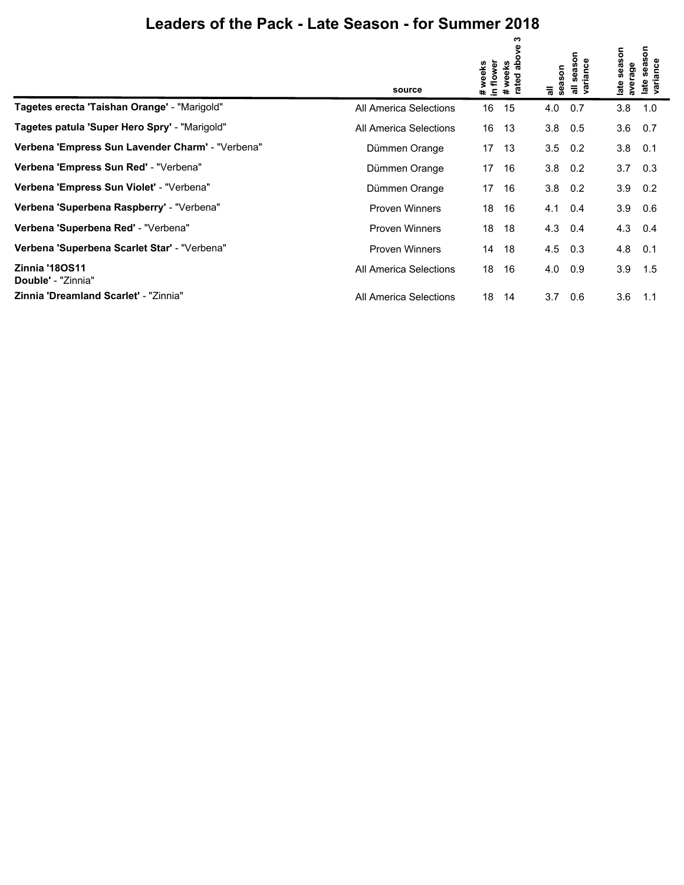# Leaders of the Pack - Late Season - for Summer 2018

| | source | # weeks in flower | # weeks rated above 3 | all season | all season variance | late season average | late season variance |
|---|---|---|---|---|---|---|---|
| **Tagetes erecta 'Taishan Orange'** - "Marigold" | All America Selections | 16 | 15 | 4.0 | 0.7 | 3.8 | 1.0 |
| **Tagetes patula 'Super Hero Spry'** - "Marigold" | All America Selections | 16 | 13 | 3.8 | 0.5 | 3.6 | 0.7 |
| **Verbena 'Empress Sun Lavender Charm'** - "Verbena" | Dümmen Orange | 17 | 13 | 3.5 | 0.2 | 3.8 | 0.1 |
| **Verbena 'Empress Sun Red'** - "Verbena" | Dümmen Orange | 17 | 16 | 3.8 | 0.2 | 3.7 | 0.3 |
| **Verbena 'Empress Sun Violet'** - "Verbena" | Dümmen Orange | 17 | 16 | 3.8 | 0.2 | 3.9 | 0.2 |
| **Verbena 'Superbena Raspberry'** - "Verbena" | Proven Winners | 18 | 16 | 4.1 | 0.4 | 3.9 | 0.6 |
| **Verbena 'Superbena Red'** - "Verbena" | Proven Winners | 18 | 18 | 4.3 | 0.4 | 4.3 | 0.4 |
| **Verbena 'Superbena Scarlet Star'** - "Verbena" | Proven Winners | 14 | 18 | 4.5 | 0.3 | 4.8 | 0.1 |
| **Zinnia '18OS11 Double'** - "Zinnia" | All America Selections | 18 | 16 | 4.0 | 0.9 | 3.9 | 1.5 |
| **Zinnia 'Dreamland Scarlet'** - "Zinnia" | All America Selections | 18 | 14 | 3.7 | 0.6 | 3.6 | 1.1 |